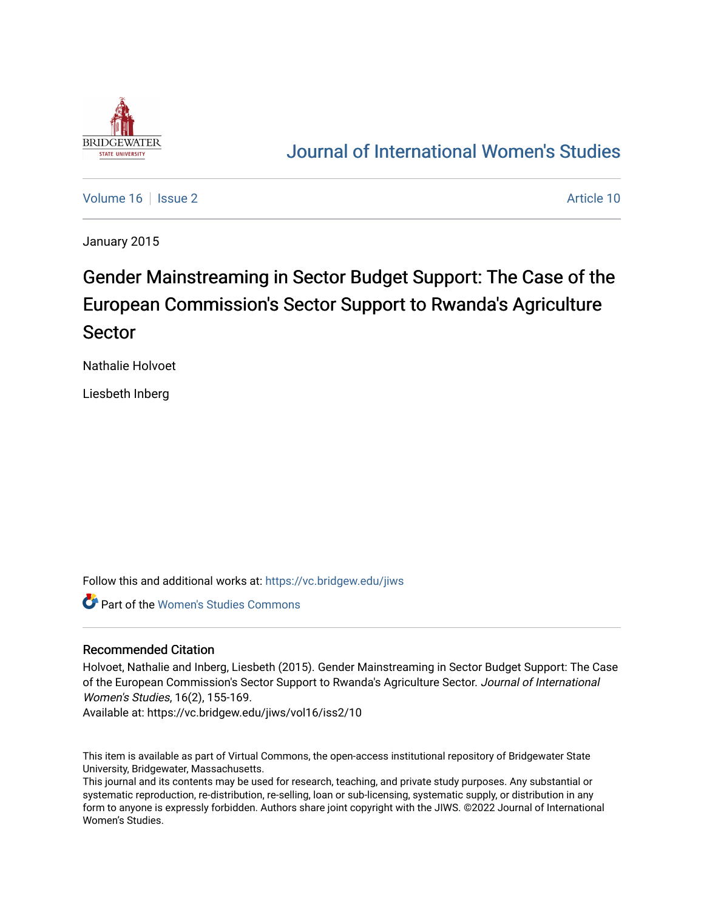# Journal of International Women's Studies

Volume 16 | Issue 2 | Article 10

January 2015

# Gender Mainstreaming in Sector Budget Support: The Case of the European Commission's Sector Support to Rwanda's Agriculture Sector

Nathalie Holvoet

Liesbeth Inberg

Follow this and additional works at: https://vc.bridgew.edu/jiws

Part of the Women's Studies Commons

## Recommended Citation

Holvoet, Nathalie and Inberg, Liesbeth (2015). Gender Mainstreaming in Sector Budget Support: The Case of the European Commission's Sector Support to Rwanda's Agriculture Sector. *Journal of International Women's Studies*, 16(2), 155-169.
Available at: https://vc.bridgew.edu/jiws/vol16/iss2/10

This item is available as part of Virtual Commons, the open-access institutional repository of Bridgewater State University, Bridgewater, Massachusetts.
This journal and its contents may be used for research, teaching, and private study purposes. Any substantial or systematic reproduction, re-distribution, re-selling, loan or sub-licensing, systematic supply, or distribution in any form to anyone is expressly forbidden. Authors share joint copyright with the JIWS. ©2022 Journal of International Women's Studies.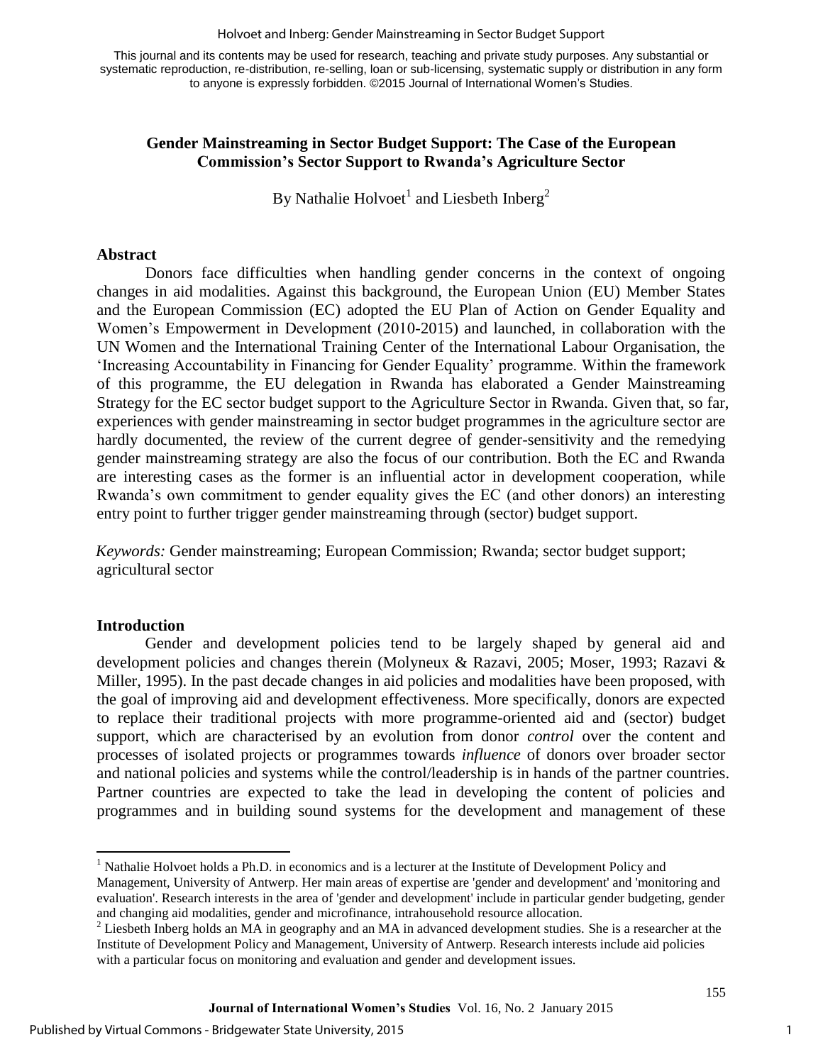**Gender Mainstreaming in Sector Budget Support: The Case of the European Commission's Sector Support to Rwanda's Agriculture Sector**

By Nathalie Holvoet[1] and Liesbeth Inberg[2]

### Abstract

Donors face difficulties when handling gender concerns in the context of ongoing changes in aid modalities. Against this background, the European Union (EU) Member States and the European Commission (EC) adopted the EU Plan of Action on Gender Equality and Women's Empowerment in Development (2010-2015) and launched, in collaboration with the UN Women and the International Training Center of the International Labour Organisation, the 'Increasing Accountability in Financing for Gender Equality' programme. Within the framework of this programme, the EU delegation in Rwanda has elaborated a Gender Mainstreaming Strategy for the EC sector budget support to the Agriculture Sector in Rwanda. Given that, so far, experiences with gender mainstreaming in sector budget programmes in the agriculture sector are hardly documented, the review of the current degree of gender-sensitivity and the remedying gender mainstreaming strategy are also the focus of our contribution. Both the EC and Rwanda are interesting cases as the former is an influential actor in development cooperation, while Rwanda's own commitment to gender equality gives the EC (and other donors) an interesting entry point to further trigger gender mainstreaming through (sector) budget support.

*Keywords:* Gender mainstreaming; European Commission; Rwanda; sector budget support; agricultural sector

### Introduction

Gender and development policies tend to be largely shaped by general aid and development policies and changes therein (Molyneux & Razavi, 2005; Moser, 1993; Razavi & Miller, 1995). In the past decade changes in aid policies and modalities have been proposed, with the goal of improving aid and development effectiveness. More specifically, donors are expected to replace their traditional projects with more programme-oriented aid and (sector) budget support, which are characterised by an evolution from donor *control* over the content and processes of isolated projects or programmes towards *influence* of donors over broader sector and national policies and systems while the control/leadership is in hands of the partner countries. Partner countries are expected to take the lead in developing the content of policies and programmes and in building sound systems for the development and management of these

[1] Nathalie Holvoet holds a Ph.D. in economics and is a lecturer at the Institute of Development Policy and Management, University of Antwerp. Her main areas of expertise are 'gender and development' and 'monitoring and evaluation'. Research interests in the area of 'gender and development' include in particular gender budgeting, gender and changing aid modalities, gender and microfinance, intrahousehold resource allocation.

[2] Liesbeth Inberg holds an MA in geography and an MA in advanced development studies. She is a researcher at the Institute of Development Policy and Management, University of Antwerp. Research interests include aid policies with a particular focus on monitoring and evaluation and gender and development issues.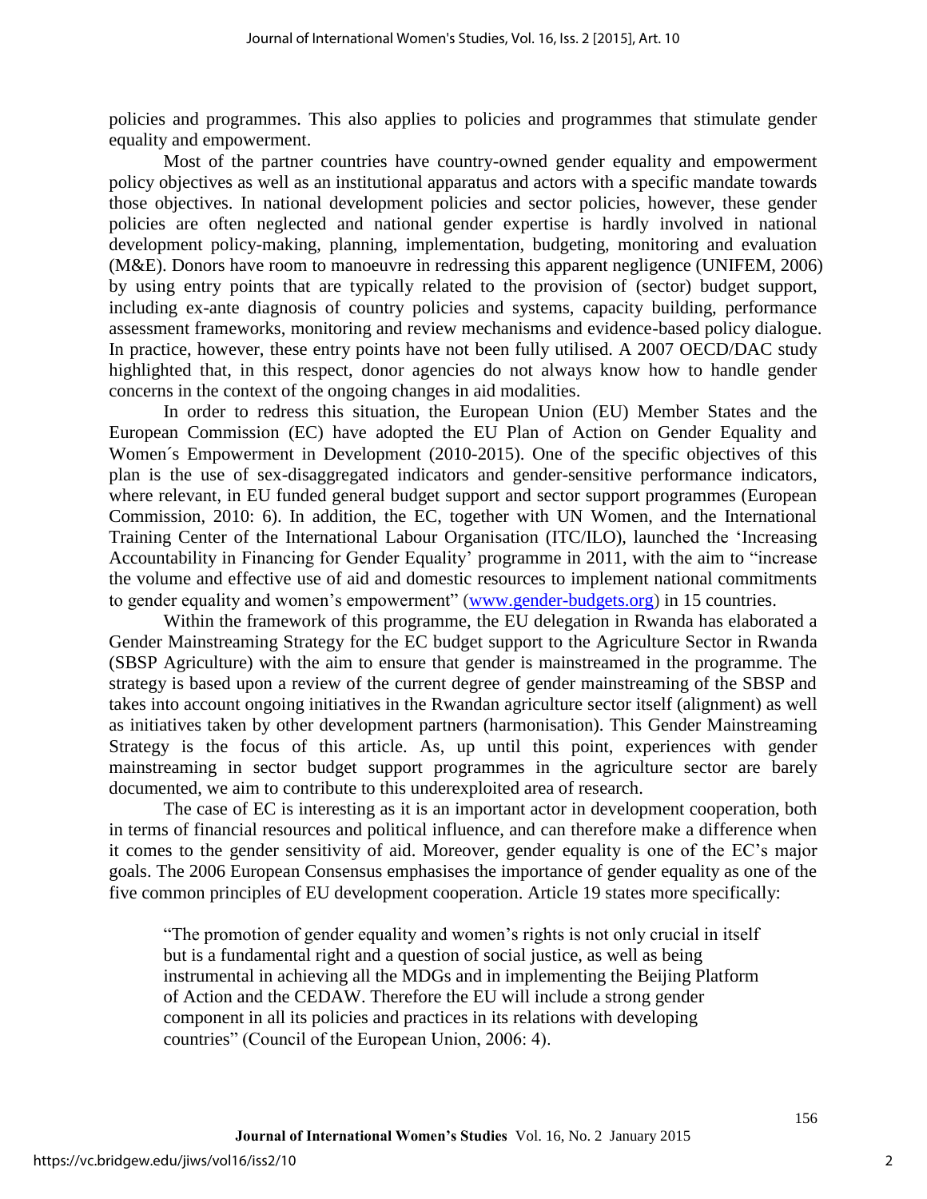policies and programmes. This also applies to policies and programmes that stimulate gender equality and empowerment.

Most of the partner countries have country-owned gender equality and empowerment policy objectives as well as an institutional apparatus and actors with a specific mandate towards those objectives. In national development policies and sector policies, however, these gender policies are often neglected and national gender expertise is hardly involved in national development policy-making, planning, implementation, budgeting, monitoring and evaluation (M&E). Donors have room to manoeuvre in redressing this apparent negligence (UNIFEM, 2006) by using entry points that are typically related to the provision of (sector) budget support, including ex-ante diagnosis of country policies and systems, capacity building, performance assessment frameworks, monitoring and review mechanisms and evidence-based policy dialogue. In practice, however, these entry points have not been fully utilised. A 2007 OECD/DAC study highlighted that, in this respect, donor agencies do not always know how to handle gender concerns in the context of the ongoing changes in aid modalities.

In order to redress this situation, the European Union (EU) Member States and the European Commission (EC) have adopted the EU Plan of Action on Gender Equality and Women´s Empowerment in Development (2010-2015). One of the specific objectives of this plan is the use of sex-disaggregated indicators and gender-sensitive performance indicators, where relevant, in EU funded general budget support and sector support programmes (European Commission, 2010: 6). In addition, the EC, together with UN Women, and the International Training Center of the International Labour Organisation (ITC/ILO), launched the 'Increasing Accountability in Financing for Gender Equality' programme in 2011, with the aim to "increase the volume and effective use of aid and domestic resources to implement national commitments to gender equality and women's empowerment" (www.gender-budgets.org) in 15 countries.

Within the framework of this programme, the EU delegation in Rwanda has elaborated a Gender Mainstreaming Strategy for the EC budget support to the Agriculture Sector in Rwanda (SBSP Agriculture) with the aim to ensure that gender is mainstreamed in the programme. The strategy is based upon a review of the current degree of gender mainstreaming of the SBSP and takes into account ongoing initiatives in the Rwandan agriculture sector itself (alignment) as well as initiatives taken by other development partners (harmonisation). This Gender Mainstreaming Strategy is the focus of this article. As, up until this point, experiences with gender mainstreaming in sector budget support programmes in the agriculture sector are barely documented, we aim to contribute to this underexploited area of research.

The case of EC is interesting as it is an important actor in development cooperation, both in terms of financial resources and political influence, and can therefore make a difference when it comes to the gender sensitivity of aid. Moreover, gender equality is one of the EC's major goals. The 2006 European Consensus emphasises the importance of gender equality as one of the five common principles of EU development cooperation. Article 19 states more specifically:

> "The promotion of gender equality and women's rights is not only crucial in itself but is a fundamental right and a question of social justice, as well as being instrumental in achieving all the MDGs and in implementing the Beijing Platform of Action and the CEDAW. Therefore the EU will include a strong gender component in all its policies and practices in its relations with developing countries" (Council of the European Union, 2006: 4).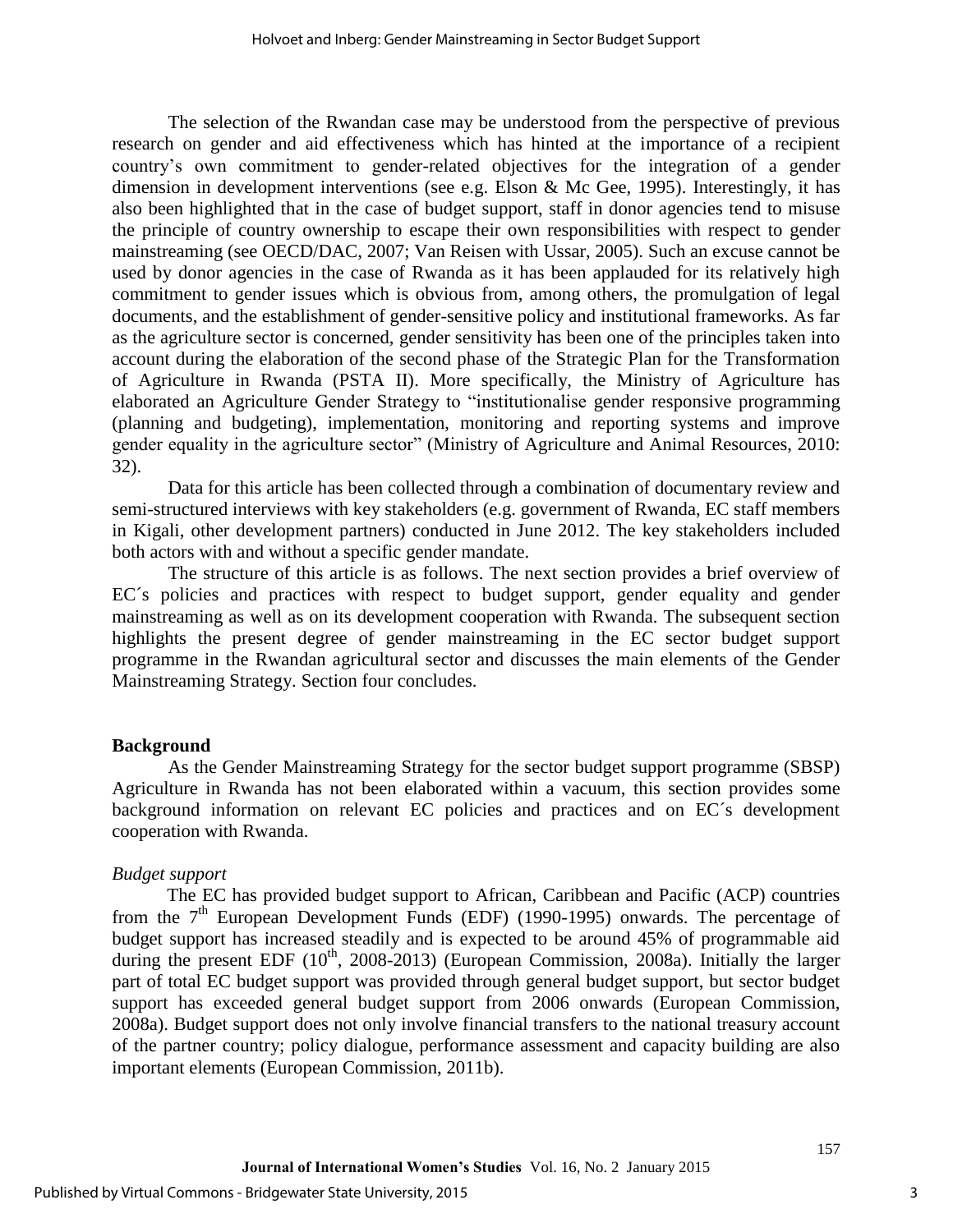The selection of the Rwandan case may be understood from the perspective of previous research on gender and aid effectiveness which has hinted at the importance of a recipient country's own commitment to gender-related objectives for the integration of a gender dimension in development interventions (see e.g. Elson & Mc Gee, 1995). Interestingly, it has also been highlighted that in the case of budget support, staff in donor agencies tend to misuse the principle of country ownership to escape their own responsibilities with respect to gender mainstreaming (see OECD/DAC, 2007; Van Reisen with Ussar, 2005). Such an excuse cannot be used by donor agencies in the case of Rwanda as it has been applauded for its relatively high commitment to gender issues which is obvious from, among others, the promulgation of legal documents, and the establishment of gender-sensitive policy and institutional frameworks. As far as the agriculture sector is concerned, gender sensitivity has been one of the principles taken into account during the elaboration of the second phase of the Strategic Plan for the Transformation of Agriculture in Rwanda (PSTA II). More specifically, the Ministry of Agriculture has elaborated an Agriculture Gender Strategy to "institutionalise gender responsive programming (planning and budgeting), implementation, monitoring and reporting systems and improve gender equality in the agriculture sector" (Ministry of Agriculture and Animal Resources, 2010: 32).

Data for this article has been collected through a combination of documentary review and semi-structured interviews with key stakeholders (e.g. government of Rwanda, EC staff members in Kigali, other development partners) conducted in June 2012. The key stakeholders included both actors with and without a specific gender mandate.

The structure of this article is as follows. The next section provides a brief overview of EC´s policies and practices with respect to budget support, gender equality and gender mainstreaming as well as on its development cooperation with Rwanda. The subsequent section highlights the present degree of gender mainstreaming in the EC sector budget support programme in the Rwandan agricultural sector and discusses the main elements of the Gender Mainstreaming Strategy. Section four concludes.

## Background

As the Gender Mainstreaming Strategy for the sector budget support programme (SBSP) Agriculture in Rwanda has not been elaborated within a vacuum, this section provides some background information on relevant EC policies and practices and on EC´s development cooperation with Rwanda.

### *Budget support*

The EC has provided budget support to African, Caribbean and Pacific (ACP) countries from the 7th European Development Funds (EDF) (1990-1995) onwards. The percentage of budget support has increased steadily and is expected to be around 45% of programmable aid during the present EDF (10th, 2008-2013) (European Commission, 2008a). Initially the larger part of total EC budget support was provided through general budget support, but sector budget support has exceeded general budget support from 2006 onwards (European Commission, 2008a). Budget support does not only involve financial transfers to the national treasury account of the partner country; policy dialogue, performance assessment and capacity building are also important elements (European Commission, 2011b).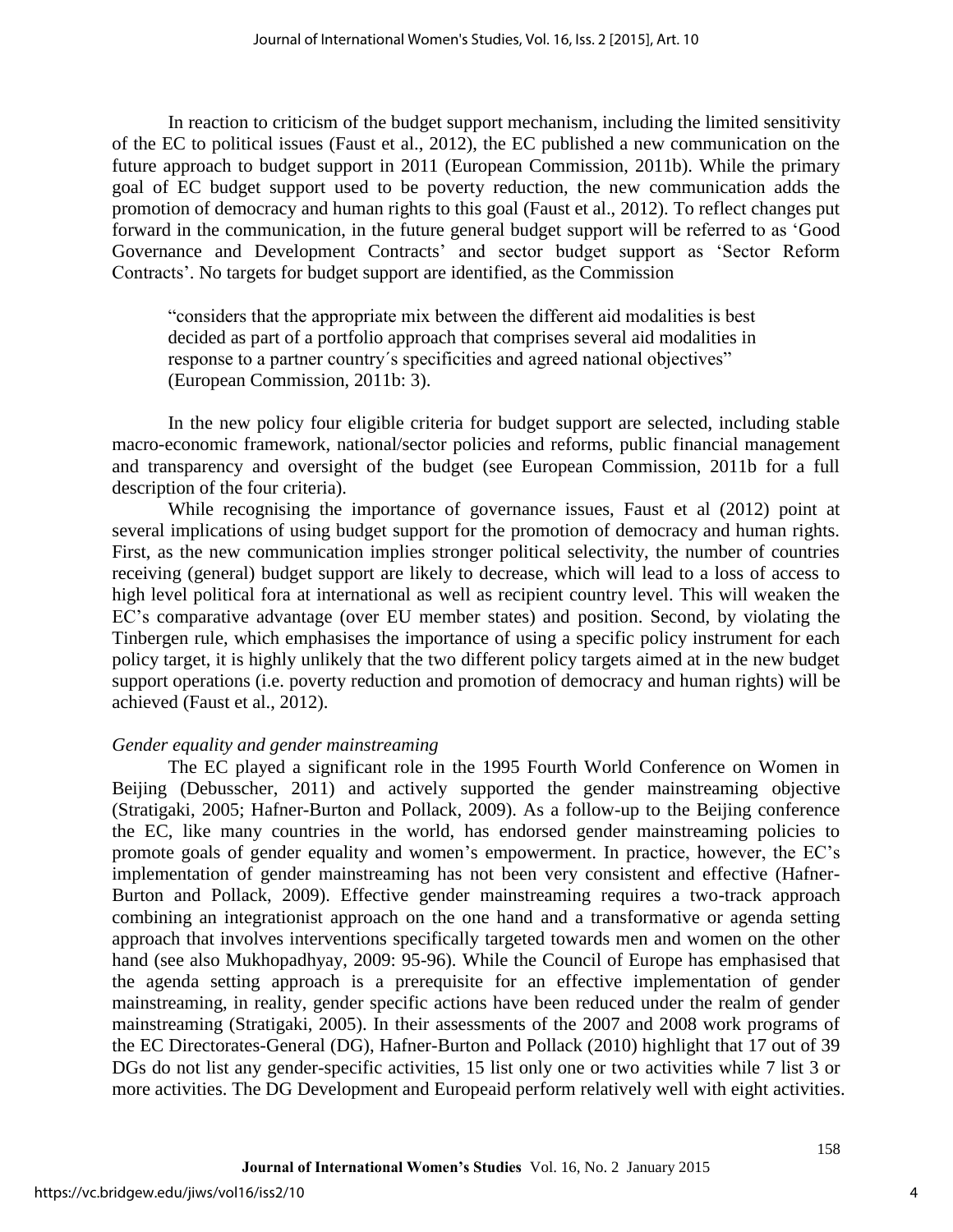In reaction to criticism of the budget support mechanism, including the limited sensitivity of the EC to political issues (Faust et al., 2012), the EC published a new communication on the future approach to budget support in 2011 (European Commission, 2011b). While the primary goal of EC budget support used to be poverty reduction, the new communication adds the promotion of democracy and human rights to this goal (Faust et al., 2012). To reflect changes put forward in the communication, in the future general budget support will be referred to as 'Good Governance and Development Contracts' and sector budget support as 'Sector Reform Contracts'. No targets for budget support are identified, as the Commission

> "considers that the appropriate mix between the different aid modalities is best decided as part of a portfolio approach that comprises several aid modalities in response to a partner country´s specificities and agreed national objectives" (European Commission, 2011b: 3).

In the new policy four eligible criteria for budget support are selected, including stable macro-economic framework, national/sector policies and reforms, public financial management and transparency and oversight of the budget (see European Commission, 2011b for a full description of the four criteria).

While recognising the importance of governance issues, Faust et al (2012) point at several implications of using budget support for the promotion of democracy and human rights. First, as the new communication implies stronger political selectivity, the number of countries receiving (general) budget support are likely to decrease, which will lead to a loss of access to high level political fora at international as well as recipient country level. This will weaken the EC's comparative advantage (over EU member states) and position. Second, by violating the Tinbergen rule, which emphasises the importance of using a specific policy instrument for each policy target, it is highly unlikely that the two different policy targets aimed at in the new budget support operations (i.e. poverty reduction and promotion of democracy and human rights) will be achieved (Faust et al., 2012).

*Gender equality and gender mainstreaming*

The EC played a significant role in the 1995 Fourth World Conference on Women in Beijing (Debusscher, 2011) and actively supported the gender mainstreaming objective (Stratigaki, 2005; Hafner-Burton and Pollack, 2009). As a follow-up to the Beijing conference the EC, like many countries in the world, has endorsed gender mainstreaming policies to promote goals of gender equality and women's empowerment. In practice, however, the EC's implementation of gender mainstreaming has not been very consistent and effective (Hafner-Burton and Pollack, 2009). Effective gender mainstreaming requires a two-track approach combining an integrationist approach on the one hand and a transformative or agenda setting approach that involves interventions specifically targeted towards men and women on the other hand (see also Mukhopadhyay, 2009: 95-96). While the Council of Europe has emphasised that the agenda setting approach is a prerequisite for an effective implementation of gender mainstreaming, in reality, gender specific actions have been reduced under the realm of gender mainstreaming (Stratigaki, 2005). In their assessments of the 2007 and 2008 work programs of the EC Directorates-General (DG), Hafner-Burton and Pollack (2010) highlight that 17 out of 39 DGs do not list any gender-specific activities, 15 list only one or two activities while 7 list 3 or more activities. The DG Development and Europeaid perform relatively well with eight activities.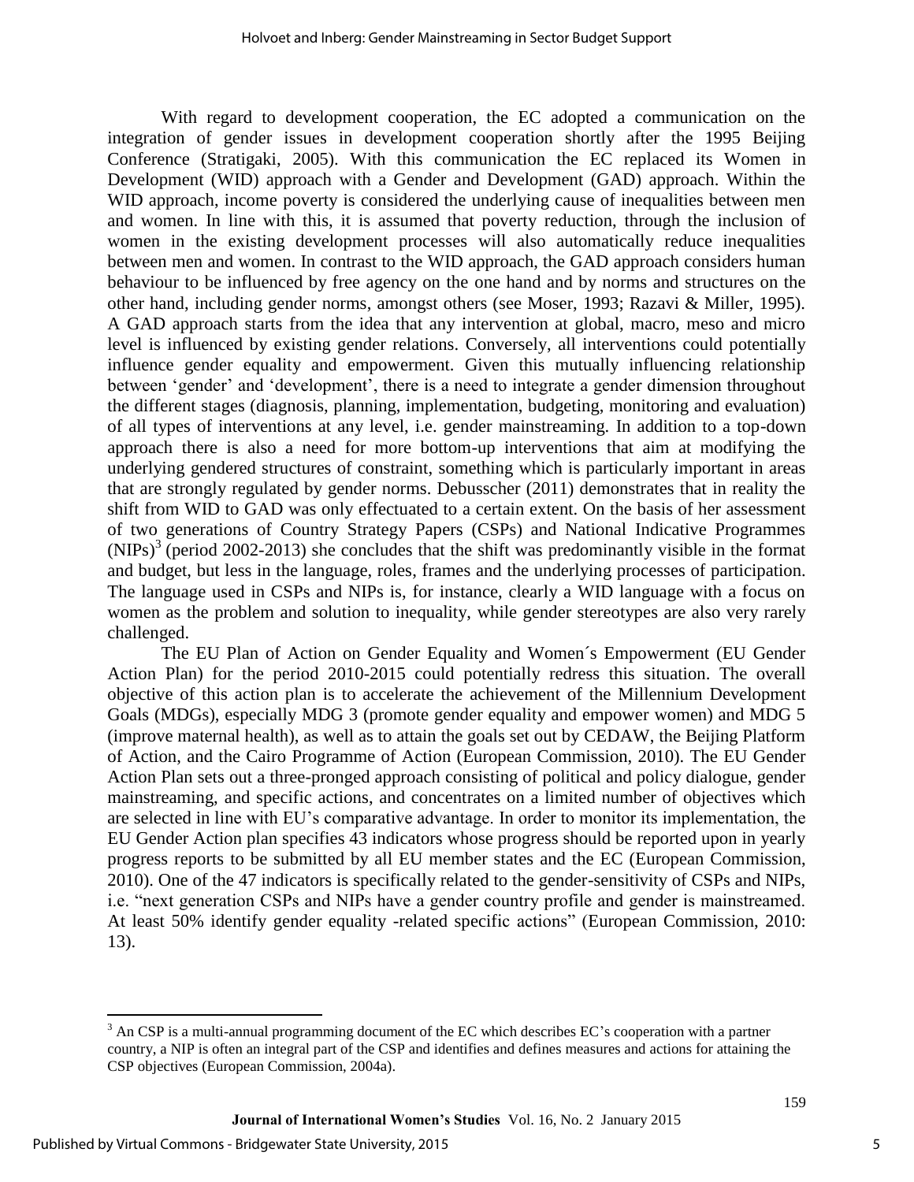With regard to development cooperation, the EC adopted a communication on the integration of gender issues in development cooperation shortly after the 1995 Beijing Conference (Stratigaki, 2005). With this communication the EC replaced its Women in Development (WID) approach with a Gender and Development (GAD) approach. Within the WID approach, income poverty is considered the underlying cause of inequalities between men and women. In line with this, it is assumed that poverty reduction, through the inclusion of women in the existing development processes will also automatically reduce inequalities between men and women. In contrast to the WID approach, the GAD approach considers human behaviour to be influenced by free agency on the one hand and by norms and structures on the other hand, including gender norms, amongst others (see Moser, 1993; Razavi & Miller, 1995). A GAD approach starts from the idea that any intervention at global, macro, meso and micro level is influenced by existing gender relations. Conversely, all interventions could potentially influence gender equality and empowerment. Given this mutually influencing relationship between 'gender' and 'development', there is a need to integrate a gender dimension throughout the different stages (diagnosis, planning, implementation, budgeting, monitoring and evaluation) of all types of interventions at any level, i.e. gender mainstreaming. In addition to a top-down approach there is also a need for more bottom-up interventions that aim at modifying the underlying gendered structures of constraint, something which is particularly important in areas that are strongly regulated by gender norms. Debusscher (2011) demonstrates that in reality the shift from WID to GAD was only effectuated to a certain extent. On the basis of her assessment of two generations of Country Strategy Papers (CSPs) and National Indicative Programmes (NIPs)[3] (period 2002-2013) she concludes that the shift was predominantly visible in the format and budget, but less in the language, roles, frames and the underlying processes of participation. The language used in CSPs and NIPs is, for instance, clearly a WID language with a focus on women as the problem and solution to inequality, while gender stereotypes are also very rarely challenged.

The EU Plan of Action on Gender Equality and Women´s Empowerment (EU Gender Action Plan) for the period 2010-2015 could potentially redress this situation. The overall objective of this action plan is to accelerate the achievement of the Millennium Development Goals (MDGs), especially MDG 3 (promote gender equality and empower women) and MDG 5 (improve maternal health), as well as to attain the goals set out by CEDAW, the Beijing Platform of Action, and the Cairo Programme of Action (European Commission, 2010). The EU Gender Action Plan sets out a three-pronged approach consisting of political and policy dialogue, gender mainstreaming, and specific actions, and concentrates on a limited number of objectives which are selected in line with EU's comparative advantage. In order to monitor its implementation, the EU Gender Action plan specifies 43 indicators whose progress should be reported upon in yearly progress reports to be submitted by all EU member states and the EC (European Commission, 2010). One of the 47 indicators is specifically related to the gender-sensitivity of CSPs and NIPs, i.e. "next generation CSPs and NIPs have a gender country profile and gender is mainstreamed. At least 50% identify gender equality -related specific actions" (European Commission, 2010: 13).

[3] An CSP is a multi-annual programming document of the EC which describes EC's cooperation with a partner country, a NIP is often an integral part of the CSP and identifies and defines measures and actions for attaining the CSP objectives (European Commission, 2004a).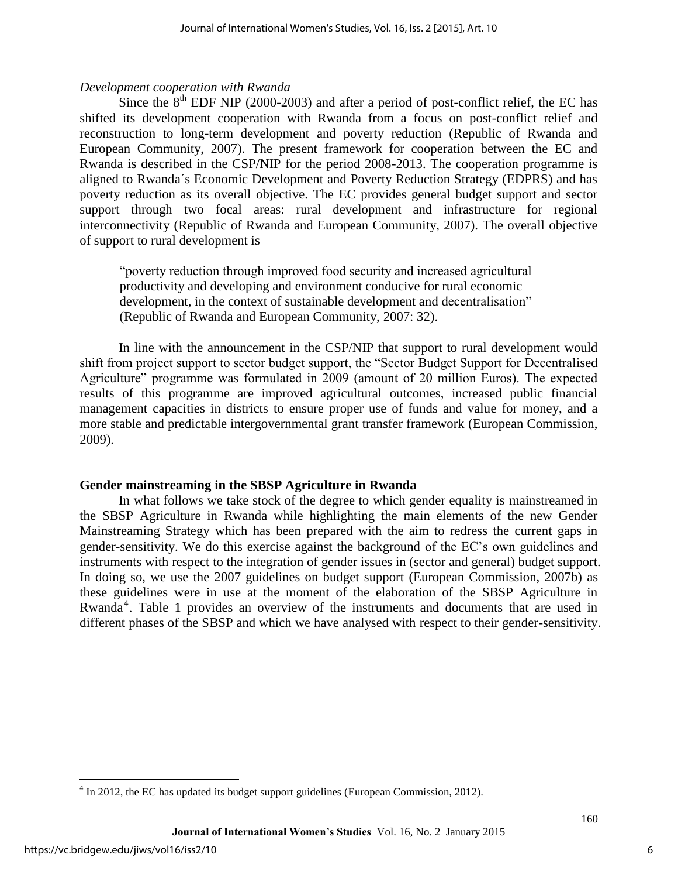*Development cooperation with Rwanda*

Since the 8th EDF NIP (2000-2003) and after a period of post-conflict relief, the EC has shifted its development cooperation with Rwanda from a focus on post-conflict relief and reconstruction to long-term development and poverty reduction (Republic of Rwanda and European Community, 2007). The present framework for cooperation between the EC and Rwanda is described in the CSP/NIP for the period 2008-2013. The cooperation programme is aligned to Rwanda´s Economic Development and Poverty Reduction Strategy (EDPRS) and has poverty reduction as its overall objective. The EC provides general budget support and sector support through two focal areas: rural development and infrastructure for regional interconnectivity (Republic of Rwanda and European Community, 2007). The overall objective of support to rural development is

> "poverty reduction through improved food security and increased agricultural productivity and developing and environment conducive for rural economic development, in the context of sustainable development and decentralisation" (Republic of Rwanda and European Community, 2007: 32).

In line with the announcement in the CSP/NIP that support to rural development would shift from project support to sector budget support, the "Sector Budget Support for Decentralised Agriculture" programme was formulated in 2009 (amount of 20 million Euros). The expected results of this programme are improved agricultural outcomes, increased public financial management capacities in districts to ensure proper use of funds and value for money, and a more stable and predictable intergovernmental grant transfer framework (European Commission, 2009).

## Gender mainstreaming in the SBSP Agriculture in Rwanda

In what follows we take stock of the degree to which gender equality is mainstreamed in the SBSP Agriculture in Rwanda while highlighting the main elements of the new Gender Mainstreaming Strategy which has been prepared with the aim to redress the current gaps in gender-sensitivity. We do this exercise against the background of the EC's own guidelines and instruments with respect to the integration of gender issues in (sector and general) budget support. In doing so, we use the 2007 guidelines on budget support (European Commission, 2007b) as these guidelines were in use at the moment of the elaboration of the SBSP Agriculture in Rwanda[4]. Table 1 provides an overview of the instruments and documents that are used in different phases of the SBSP and which we have analysed with respect to their gender-sensitivity.

[4] In 2012, the EC has updated its budget support guidelines (European Commission, 2012).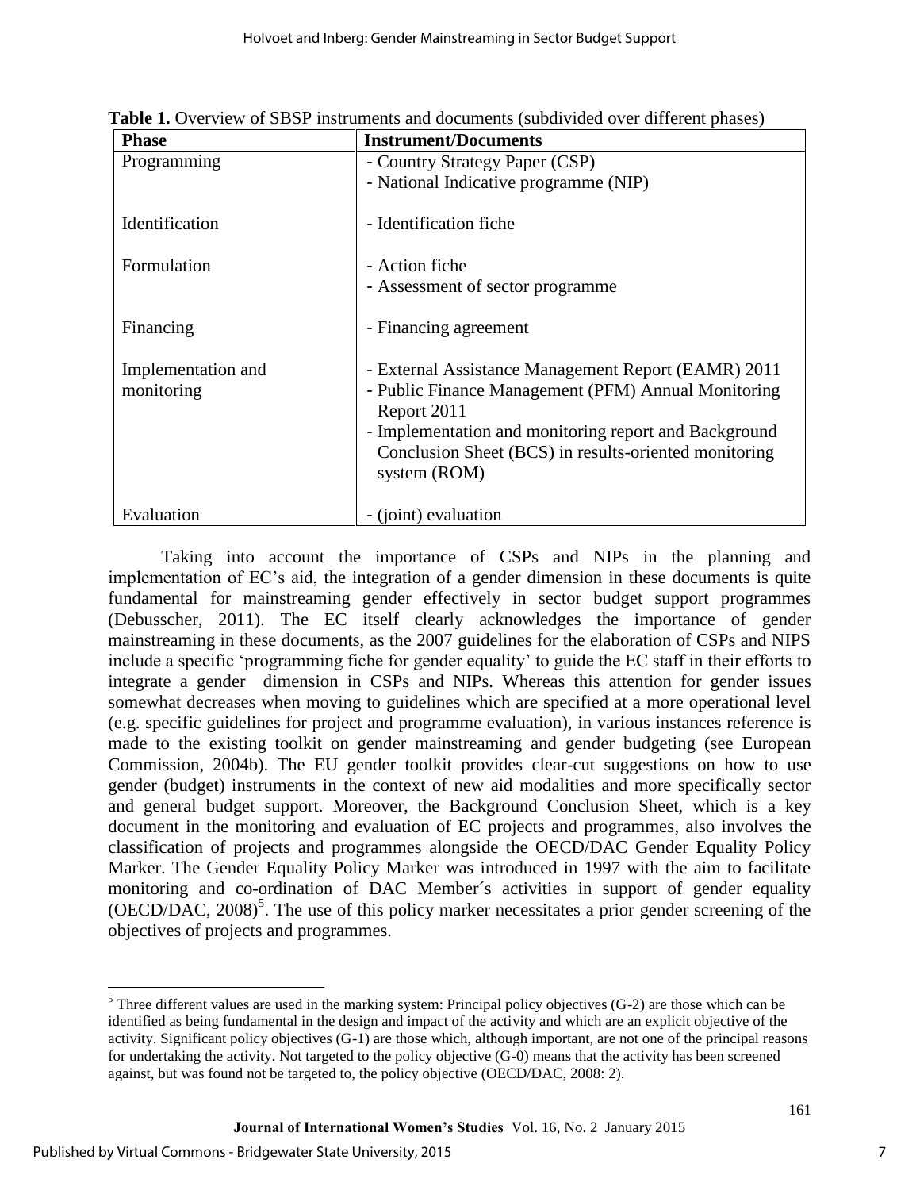**Table 1.** Overview of SBSP instruments and documents (subdivided over different phases)

| Phase | Instrument/Documents |
|---|---|
| Programming | - Country Strategy Paper (CSP)<br>- National Indicative programme (NIP) |
| Identification | - Identification fiche |
| Formulation | - Action fiche<br>- Assessment of sector programme |
| Financing | - Financing agreement |
| Implementation and monitoring | - External Assistance Management Report (EAMR) 2011<br>- Public Finance Management (PFM) Annual Monitoring Report 2011<br>- Implementation and monitoring report and Background Conclusion Sheet (BCS) in results-oriented monitoring system (ROM) |
| Evaluation | - (joint) evaluation |

Taking into account the importance of CSPs and NIPs in the planning and implementation of EC's aid, the integration of a gender dimension in these documents is quite fundamental for mainstreaming gender effectively in sector budget support programmes (Debusscher, 2011). The EC itself clearly acknowledges the importance of gender mainstreaming in these documents, as the 2007 guidelines for the elaboration of CSPs and NIPS include a specific 'programming fiche for gender equality' to guide the EC staff in their efforts to integrate a gender dimension in CSPs and NIPs. Whereas this attention for gender issues somewhat decreases when moving to guidelines which are specified at a more operational level (e.g. specific guidelines for project and programme evaluation), in various instances reference is made to the existing toolkit on gender mainstreaming and gender budgeting (see European Commission, 2004b). The EU gender toolkit provides clear-cut suggestions on how to use gender (budget) instruments in the context of new aid modalities and more specifically sector and general budget support. Moreover, the Background Conclusion Sheet, which is a key document in the monitoring and evaluation of EC projects and programmes, also involves the classification of projects and programmes alongside the OECD/DAC Gender Equality Policy Marker. The Gender Equality Policy Marker was introduced in 1997 with the aim to facilitate monitoring and co-ordination of DAC Member´s activities in support of gender equality (OECD/DAC, 2008)[5]. The use of this policy marker necessitates a prior gender screening of the objectives of projects and programmes.

[5] Three different values are used in the marking system: Principal policy objectives (G-2) are those which can be identified as being fundamental in the design and impact of the activity and which are an explicit objective of the activity. Significant policy objectives (G-1) are those which, although important, are not one of the principal reasons for undertaking the activity. Not targeted to the policy objective (G-0) means that the activity has been screened against, but was found not be targeted to, the policy objective (OECD/DAC, 2008: 2).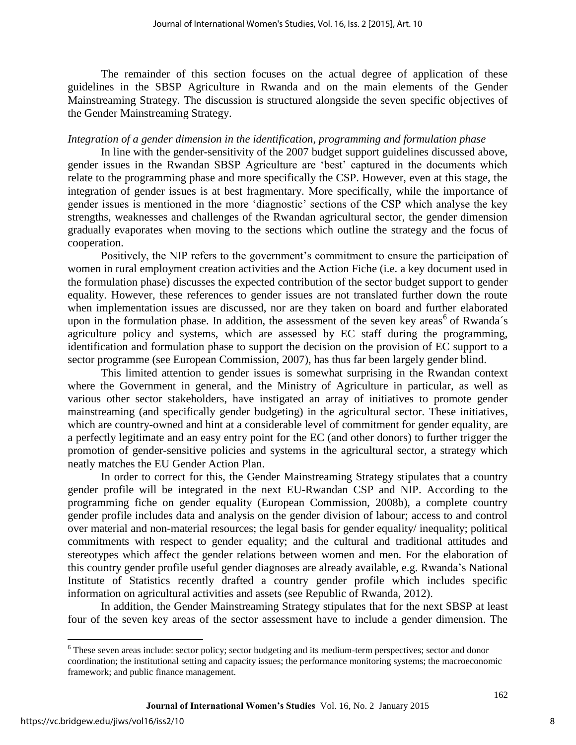The remainder of this section focuses on the actual degree of application of these guidelines in the SBSP Agriculture in Rwanda and on the main elements of the Gender Mainstreaming Strategy. The discussion is structured alongside the seven specific objectives of the Gender Mainstreaming Strategy.

*Integration of a gender dimension in the identification, programming and formulation phase*

In line with the gender-sensitivity of the 2007 budget support guidelines discussed above, gender issues in the Rwandan SBSP Agriculture are 'best' captured in the documents which relate to the programming phase and more specifically the CSP. However, even at this stage, the integration of gender issues is at best fragmentary. More specifically, while the importance of gender issues is mentioned in the more 'diagnostic' sections of the CSP which analyse the key strengths, weaknesses and challenges of the Rwandan agricultural sector, the gender dimension gradually evaporates when moving to the sections which outline the strategy and the focus of cooperation.

Positively, the NIP refers to the government's commitment to ensure the participation of women in rural employment creation activities and the Action Fiche (i.e. a key document used in the formulation phase) discusses the expected contribution of the sector budget support to gender equality. However, these references to gender issues are not translated further down the route when implementation issues are discussed, nor are they taken on board and further elaborated upon in the formulation phase. In addition, the assessment of the seven key areas[6] of Rwanda´s agriculture policy and systems, which are assessed by EC staff during the programming, identification and formulation phase to support the decision on the provision of EC support to a sector programme (see European Commission, 2007), has thus far been largely gender blind.

This limited attention to gender issues is somewhat surprising in the Rwandan context where the Government in general, and the Ministry of Agriculture in particular, as well as various other sector stakeholders, have instigated an array of initiatives to promote gender mainstreaming (and specifically gender budgeting) in the agricultural sector. These initiatives, which are country-owned and hint at a considerable level of commitment for gender equality, are a perfectly legitimate and an easy entry point for the EC (and other donors) to further trigger the promotion of gender-sensitive policies and systems in the agricultural sector, a strategy which neatly matches the EU Gender Action Plan.

In order to correct for this, the Gender Mainstreaming Strategy stipulates that a country gender profile will be integrated in the next EU-Rwandan CSP and NIP. According to the programming fiche on gender equality (European Commission, 2008b), a complete country gender profile includes data and analysis on the gender division of labour; access to and control over material and non-material resources; the legal basis for gender equality/ inequality; political commitments with respect to gender equality; and the cultural and traditional attitudes and stereotypes which affect the gender relations between women and men. For the elaboration of this country gender profile useful gender diagnoses are already available, e.g. Rwanda's National Institute of Statistics recently drafted a country gender profile which includes specific information on agricultural activities and assets (see Republic of Rwanda, 2012).

In addition, the Gender Mainstreaming Strategy stipulates that for the next SBSP at least four of the seven key areas of the sector assessment have to include a gender dimension. The

---

[6] These seven areas include: sector policy; sector budgeting and its medium-term perspectives; sector and donor coordination; the institutional setting and capacity issues; the performance monitoring systems; the macroeconomic framework; and public finance management.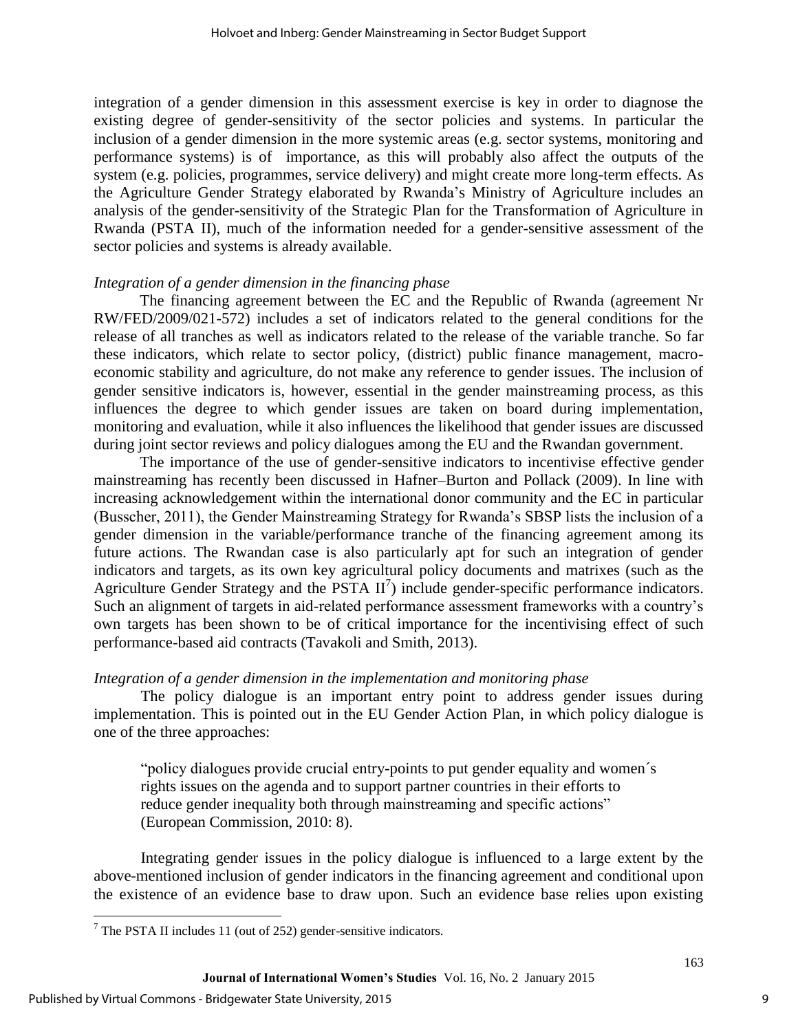integration of a gender dimension in this assessment exercise is key in order to diagnose the existing degree of gender-sensitivity of the sector policies and systems. In particular the inclusion of a gender dimension in the more systemic areas (e.g. sector systems, monitoring and performance systems) is of importance, as this will probably also affect the outputs of the system (e.g. policies, programmes, service delivery) and might create more long-term effects. As the Agriculture Gender Strategy elaborated by Rwanda's Ministry of Agriculture includes an analysis of the gender-sensitivity of the Strategic Plan for the Transformation of Agriculture in Rwanda (PSTA II), much of the information needed for a gender-sensitive assessment of the sector policies and systems is already available.

*Integration of a gender dimension in the financing phase*

The financing agreement between the EC and the Republic of Rwanda (agreement Nr RW/FED/2009/021-572) includes a set of indicators related to the general conditions for the release of all tranches as well as indicators related to the release of the variable tranche. So far these indicators, which relate to sector policy, (district) public finance management, macro-economic stability and agriculture, do not make any reference to gender issues. The inclusion of gender sensitive indicators is, however, essential in the gender mainstreaming process, as this influences the degree to which gender issues are taken on board during implementation, monitoring and evaluation, while it also influences the likelihood that gender issues are discussed during joint sector reviews and policy dialogues among the EU and the Rwandan government.

The importance of the use of gender-sensitive indicators to incentivise effective gender mainstreaming has recently been discussed in Hafner–Burton and Pollack (2009). In line with increasing acknowledgement within the international donor community and the EC in particular (Busscher, 2011), the Gender Mainstreaming Strategy for Rwanda's SBSP lists the inclusion of a gender dimension in the variable/performance tranche of the financing agreement among its future actions. The Rwandan case is also particularly apt for such an integration of gender indicators and targets, as its own key agricultural policy documents and matrixes (such as the Agriculture Gender Strategy and the PSTA II[7]) include gender-specific performance indicators. Such an alignment of targets in aid-related performance assessment frameworks with a country's own targets has been shown to be of critical importance for the incentivising effect of such performance-based aid contracts (Tavakoli and Smith, 2013).

*Integration of a gender dimension in the implementation and monitoring phase*

The policy dialogue is an important entry point to address gender issues during implementation. This is pointed out in the EU Gender Action Plan, in which policy dialogue is one of the three approaches:

> "policy dialogues provide crucial entry-points to put gender equality and women´s rights issues on the agenda and to support partner countries in their efforts to reduce gender inequality both through mainstreaming and specific actions" (European Commission, 2010: 8).

Integrating gender issues in the policy dialogue is influenced to a large extent by the above-mentioned inclusion of gender indicators in the financing agreement and conditional upon the existence of an evidence base to draw upon. Such an evidence base relies upon existing

[7] The PSTA II includes 11 (out of 252) gender-sensitive indicators.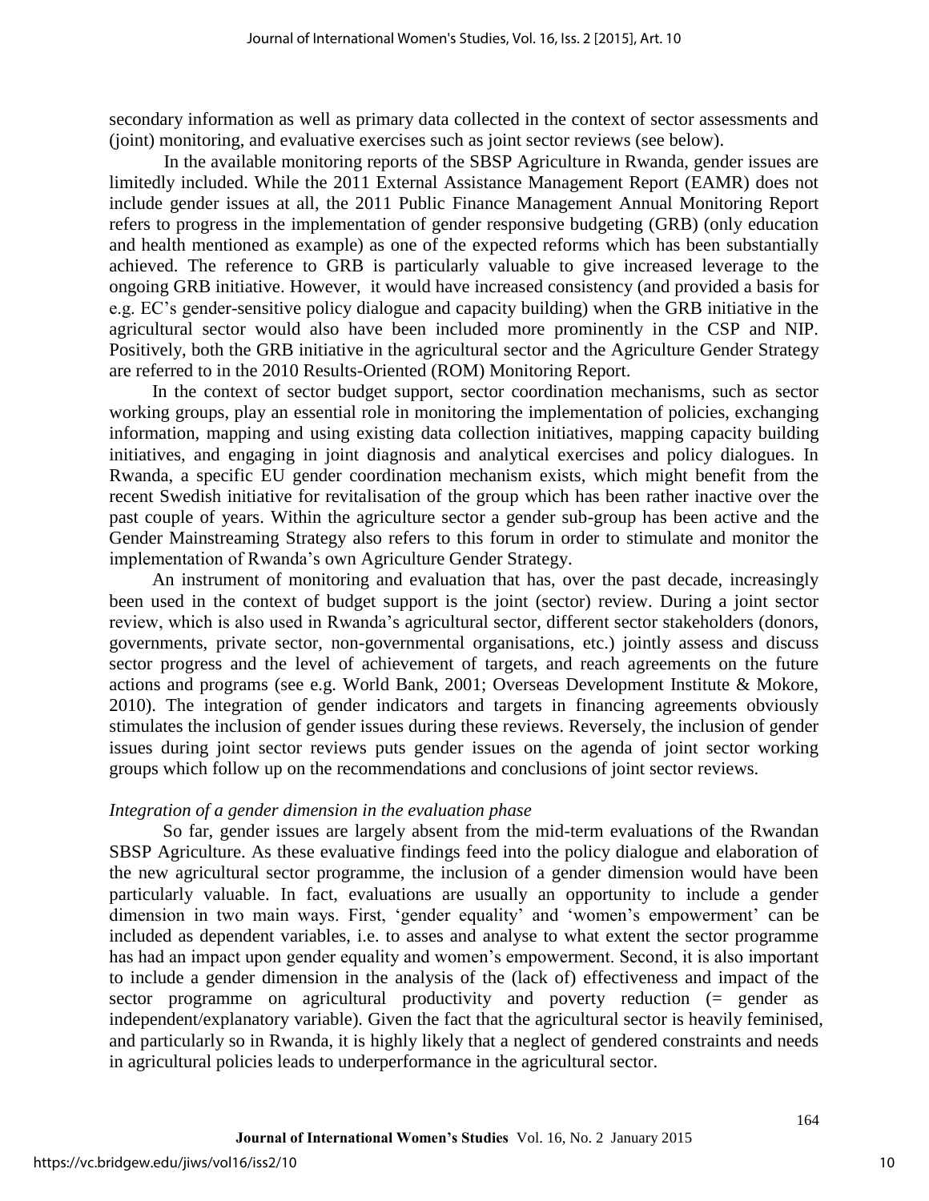secondary information as well as primary data collected in the context of sector assessments and (joint) monitoring, and evaluative exercises such as joint sector reviews (see below).

In the available monitoring reports of the SBSP Agriculture in Rwanda, gender issues are limitedly included. While the 2011 External Assistance Management Report (EAMR) does not include gender issues at all, the 2011 Public Finance Management Annual Monitoring Report refers to progress in the implementation of gender responsive budgeting (GRB) (only education and health mentioned as example) as one of the expected reforms which has been substantially achieved. The reference to GRB is particularly valuable to give increased leverage to the ongoing GRB initiative. However, it would have increased consistency (and provided a basis for e.g. EC's gender-sensitive policy dialogue and capacity building) when the GRB initiative in the agricultural sector would also have been included more prominently in the CSP and NIP. Positively, both the GRB initiative in the agricultural sector and the Agriculture Gender Strategy are referred to in the 2010 Results-Oriented (ROM) Monitoring Report.

In the context of sector budget support, sector coordination mechanisms, such as sector working groups, play an essential role in monitoring the implementation of policies, exchanging information, mapping and using existing data collection initiatives, mapping capacity building initiatives, and engaging in joint diagnosis and analytical exercises and policy dialogues. In Rwanda, a specific EU gender coordination mechanism exists, which might benefit from the recent Swedish initiative for revitalisation of the group which has been rather inactive over the past couple of years. Within the agriculture sector a gender sub-group has been active and the Gender Mainstreaming Strategy also refers to this forum in order to stimulate and monitor the implementation of Rwanda's own Agriculture Gender Strategy.

An instrument of monitoring and evaluation that has, over the past decade, increasingly been used in the context of budget support is the joint (sector) review. During a joint sector review, which is also used in Rwanda's agricultural sector, different sector stakeholders (donors, governments, private sector, non-governmental organisations, etc.) jointly assess and discuss sector progress and the level of achievement of targets, and reach agreements on the future actions and programs (see e.g. World Bank, 2001; Overseas Development Institute & Mokore, 2010). The integration of gender indicators and targets in financing agreements obviously stimulates the inclusion of gender issues during these reviews. Reversely, the inclusion of gender issues during joint sector reviews puts gender issues on the agenda of joint sector working groups which follow up on the recommendations and conclusions of joint sector reviews.

*Integration of a gender dimension in the evaluation phase*

So far, gender issues are largely absent from the mid-term evaluations of the Rwandan SBSP Agriculture. As these evaluative findings feed into the policy dialogue and elaboration of the new agricultural sector programme, the inclusion of a gender dimension would have been particularly valuable. In fact, evaluations are usually an opportunity to include a gender dimension in two main ways. First, 'gender equality' and 'women's empowerment' can be included as dependent variables, i.e. to asses and analyse to what extent the sector programme has had an impact upon gender equality and women's empowerment. Second, it is also important to include a gender dimension in the analysis of the (lack of) effectiveness and impact of the sector programme on agricultural productivity and poverty reduction (= gender as independent/explanatory variable). Given the fact that the agricultural sector is heavily feminised, and particularly so in Rwanda, it is highly likely that a neglect of gendered constraints and needs in agricultural policies leads to underperformance in the agricultural sector.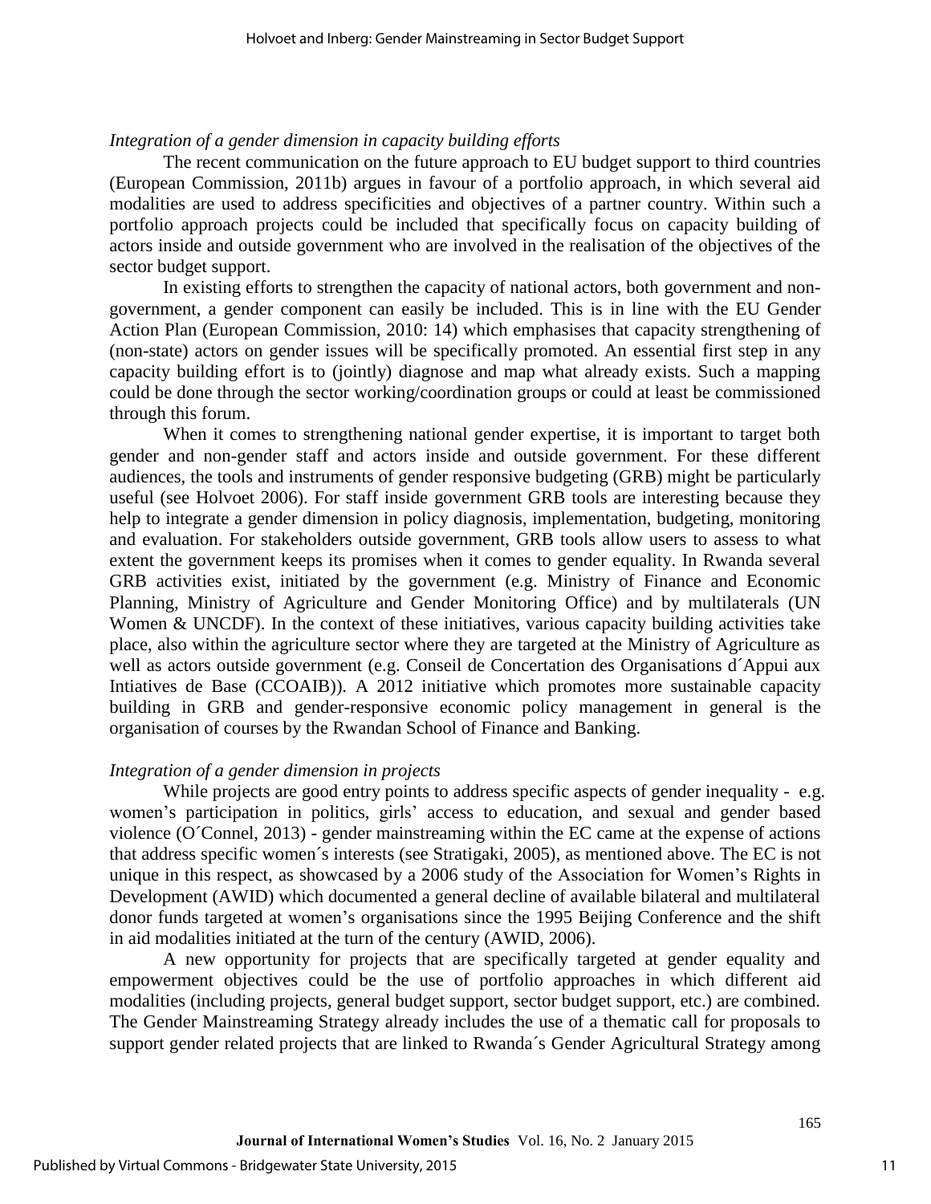*Integration of a gender dimension in capacity building efforts*

The recent communication on the future approach to EU budget support to third countries (European Commission, 2011b) argues in favour of a portfolio approach, in which several aid modalities are used to address specificities and objectives of a partner country. Within such a portfolio approach projects could be included that specifically focus on capacity building of actors inside and outside government who are involved in the realisation of the objectives of the sector budget support.

In existing efforts to strengthen the capacity of national actors, both government and non-government, a gender component can easily be included. This is in line with the EU Gender Action Plan (European Commission, 2010: 14) which emphasises that capacity strengthening of (non-state) actors on gender issues will be specifically promoted. An essential first step in any capacity building effort is to (jointly) diagnose and map what already exists. Such a mapping could be done through the sector working/coordination groups or could at least be commissioned through this forum.

When it comes to strengthening national gender expertise, it is important to target both gender and non-gender staff and actors inside and outside government. For these different audiences, the tools and instruments of gender responsive budgeting (GRB) might be particularly useful (see Holvoet 2006). For staff inside government GRB tools are interesting because they help to integrate a gender dimension in policy diagnosis, implementation, budgeting, monitoring and evaluation. For stakeholders outside government, GRB tools allow users to assess to what extent the government keeps its promises when it comes to gender equality. In Rwanda several GRB activities exist, initiated by the government (e.g. Ministry of Finance and Economic Planning, Ministry of Agriculture and Gender Monitoring Office) and by multilaterals (UN Women & UNCDF). In the context of these initiatives, various capacity building activities take place, also within the agriculture sector where they are targeted at the Ministry of Agriculture as well as actors outside government (e.g. Conseil de Concertation des Organisations d´Appui aux Intiatives de Base (CCOAIB)). A 2012 initiative which promotes more sustainable capacity building in GRB and gender-responsive economic policy management in general is the organisation of courses by the Rwandan School of Finance and Banking.

*Integration of a gender dimension in projects*

While projects are good entry points to address specific aspects of gender inequality - e.g. women's participation in politics, girls' access to education, and sexual and gender based violence (O´Connel, 2013) - gender mainstreaming within the EC came at the expense of actions that address specific women´s interests (see Stratigaki, 2005), as mentioned above. The EC is not unique in this respect, as showcased by a 2006 study of the Association for Women's Rights in Development (AWID) which documented a general decline of available bilateral and multilateral donor funds targeted at women's organisations since the 1995 Beijing Conference and the shift in aid modalities initiated at the turn of the century (AWID, 2006).

A new opportunity for projects that are specifically targeted at gender equality and empowerment objectives could be the use of portfolio approaches in which different aid modalities (including projects, general budget support, sector budget support, etc.) are combined. The Gender Mainstreaming Strategy already includes the use of a thematic call for proposals to support gender related projects that are linked to Rwanda´s Gender Agricultural Strategy among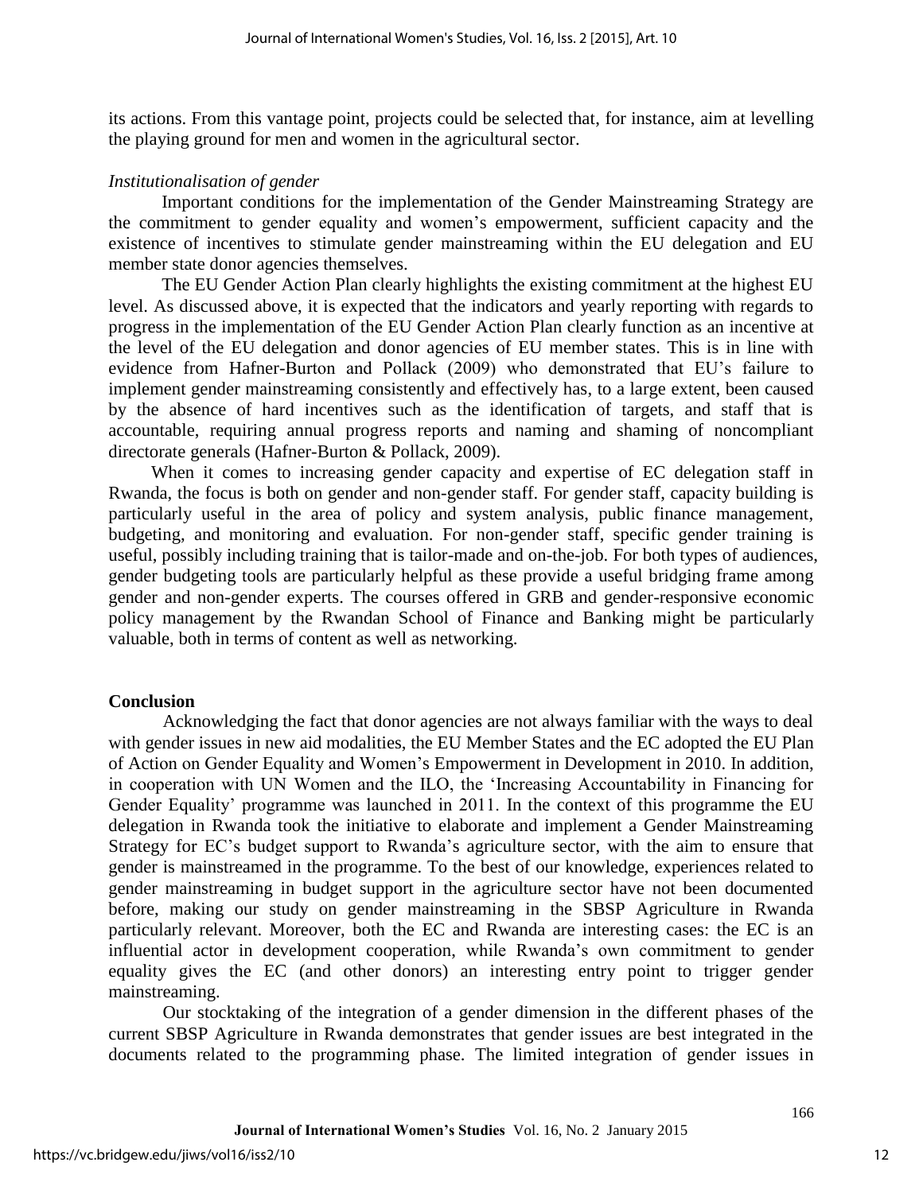its actions. From this vantage point, projects could be selected that, for instance, aim at levelling the playing ground for men and women in the agricultural sector.

*Institutionalisation of gender*

Important conditions for the implementation of the Gender Mainstreaming Strategy are the commitment to gender equality and women's empowerment, sufficient capacity and the existence of incentives to stimulate gender mainstreaming within the EU delegation and EU member state donor agencies themselves.

The EU Gender Action Plan clearly highlights the existing commitment at the highest EU level. As discussed above, it is expected that the indicators and yearly reporting with regards to progress in the implementation of the EU Gender Action Plan clearly function as an incentive at the level of the EU delegation and donor agencies of EU member states. This is in line with evidence from Hafner-Burton and Pollack (2009) who demonstrated that EU's failure to implement gender mainstreaming consistently and effectively has, to a large extent, been caused by the absence of hard incentives such as the identification of targets, and staff that is accountable, requiring annual progress reports and naming and shaming of noncompliant directorate generals (Hafner-Burton & Pollack, 2009).

When it comes to increasing gender capacity and expertise of EC delegation staff in Rwanda, the focus is both on gender and non-gender staff. For gender staff, capacity building is particularly useful in the area of policy and system analysis, public finance management, budgeting, and monitoring and evaluation. For non-gender staff, specific gender training is useful, possibly including training that is tailor-made and on-the-job. For both types of audiences, gender budgeting tools are particularly helpful as these provide a useful bridging frame among gender and non-gender experts. The courses offered in GRB and gender-responsive economic policy management by the Rwandan School of Finance and Banking might be particularly valuable, both in terms of content as well as networking.

## Conclusion

Acknowledging the fact that donor agencies are not always familiar with the ways to deal with gender issues in new aid modalities, the EU Member States and the EC adopted the EU Plan of Action on Gender Equality and Women's Empowerment in Development in 2010. In addition, in cooperation with UN Women and the ILO, the 'Increasing Accountability in Financing for Gender Equality' programme was launched in 2011. In the context of this programme the EU delegation in Rwanda took the initiative to elaborate and implement a Gender Mainstreaming Strategy for EC's budget support to Rwanda's agriculture sector, with the aim to ensure that gender is mainstreamed in the programme. To the best of our knowledge, experiences related to gender mainstreaming in budget support in the agriculture sector have not been documented before, making our study on gender mainstreaming in the SBSP Agriculture in Rwanda particularly relevant. Moreover, both the EC and Rwanda are interesting cases: the EC is an influential actor in development cooperation, while Rwanda's own commitment to gender equality gives the EC (and other donors) an interesting entry point to trigger gender mainstreaming.

Our stocktaking of the integration of a gender dimension in the different phases of the current SBSP Agriculture in Rwanda demonstrates that gender issues are best integrated in the documents related to the programming phase. The limited integration of gender issues in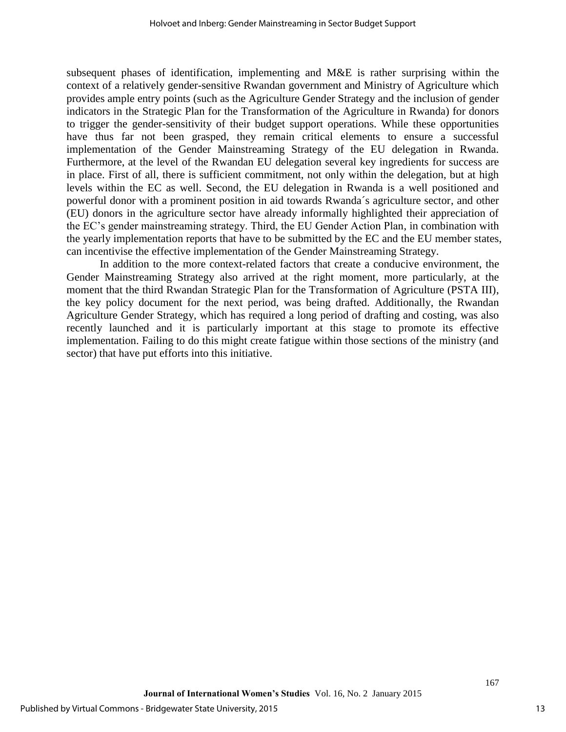subsequent phases of identification, implementing and M&E is rather surprising within the context of a relatively gender-sensitive Rwandan government and Ministry of Agriculture which provides ample entry points (such as the Agriculture Gender Strategy and the inclusion of gender indicators in the Strategic Plan for the Transformation of the Agriculture in Rwanda) for donors to trigger the gender-sensitivity of their budget support operations. While these opportunities have thus far not been grasped, they remain critical elements to ensure a successful implementation of the Gender Mainstreaming Strategy of the EU delegation in Rwanda. Furthermore, at the level of the Rwandan EU delegation several key ingredients for success are in place. First of all, there is sufficient commitment, not only within the delegation, but at high levels within the EC as well. Second, the EU delegation in Rwanda is a well positioned and powerful donor with a prominent position in aid towards Rwanda´s agriculture sector, and other (EU) donors in the agriculture sector have already informally highlighted their appreciation of the EC's gender mainstreaming strategy. Third, the EU Gender Action Plan, in combination with the yearly implementation reports that have to be submitted by the EC and the EU member states, can incentivise the effective implementation of the Gender Mainstreaming Strategy.

In addition to the more context-related factors that create a conducive environment, the Gender Mainstreaming Strategy also arrived at the right moment, more particularly, at the moment that the third Rwandan Strategic Plan for the Transformation of Agriculture (PSTA III), the key policy document for the next period, was being drafted. Additionally, the Rwandan Agriculture Gender Strategy, which has required a long period of drafting and costing, was also recently launched and it is particularly important at this stage to promote its effective implementation. Failing to do this might create fatigue within those sections of the ministry (and sector) that have put efforts into this initiative.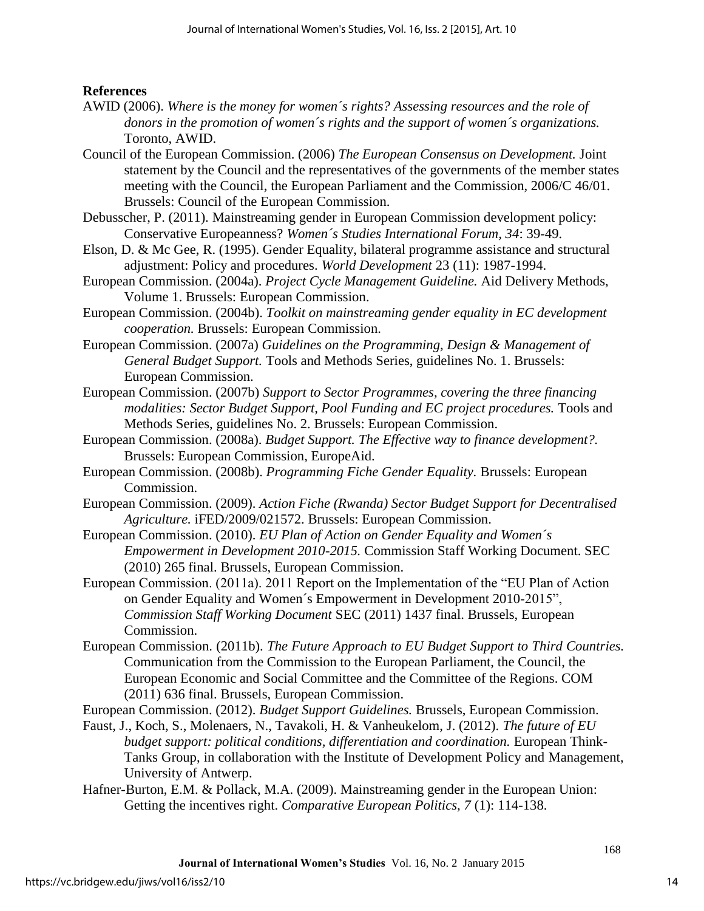**References**

AWID (2006). *Where is the money for women´s rights? Assessing resources and the role of donors in the promotion of women´s rights and the support of women´s organizations.* Toronto, AWID.

Council of the European Commission. (2006) *The European Consensus on Development.* Joint statement by the Council and the representatives of the governments of the member states meeting with the Council, the European Parliament and the Commission, 2006/C 46/01. Brussels: Council of the European Commission.

Debusscher, P. (2011). Mainstreaming gender in European Commission development policy: Conservative Europeanness? *Women´s Studies International Forum, 34*: 39-49.

Elson, D. & Mc Gee, R. (1995). Gender Equality, bilateral programme assistance and structural adjustment: Policy and procedures. *World Development* 23 (11): 1987-1994.

European Commission. (2004a). *Project Cycle Management Guideline.* Aid Delivery Methods, Volume 1. Brussels: European Commission.

European Commission. (2004b). *Toolkit on mainstreaming gender equality in EC development cooperation.* Brussels: European Commission.

European Commission. (2007a) *Guidelines on the Programming, Design & Management of General Budget Support.* Tools and Methods Series, guidelines No. 1. Brussels: European Commission.

European Commission. (2007b) *Support to Sector Programmes, covering the three financing modalities: Sector Budget Support, Pool Funding and EC project procedures.* Tools and Methods Series, guidelines No. 2. Brussels: European Commission.

European Commission. (2008a). *Budget Support. The Effective way to finance development?.* Brussels: European Commission, EuropeAid.

European Commission. (2008b). *Programming Fiche Gender Equality.* Brussels: European Commission.

European Commission. (2009). *Action Fiche (Rwanda) Sector Budget Support for Decentralised Agriculture.* iFED/2009/021572. Brussels: European Commission.

European Commission. (2010). *EU Plan of Action on Gender Equality and Women´s Empowerment in Development 2010-2015.* Commission Staff Working Document. SEC (2010) 265 final. Brussels, European Commission.

European Commission. (2011a). 2011 Report on the Implementation of the "EU Plan of Action on Gender Equality and Women´s Empowerment in Development 2010-2015", *Commission Staff Working Document* SEC (2011) 1437 final. Brussels, European Commission.

European Commission. (2011b). *The Future Approach to EU Budget Support to Third Countries.* Communication from the Commission to the European Parliament, the Council, the European Economic and Social Committee and the Committee of the Regions. COM (2011) 636 final. Brussels, European Commission.

European Commission. (2012). *Budget Support Guidelines.* Brussels, European Commission.

Faust, J., Koch, S., Molenaers, N., Tavakoli, H. & Vanheukelom, J. (2012). *The future of EU budget support: political conditions, differentiation and coordination.* European Think-Tanks Group, in collaboration with the Institute of Development Policy and Management, University of Antwerp.

Hafner-Burton, E.M. & Pollack, M.A. (2009). Mainstreaming gender in the European Union: Getting the incentives right. *Comparative European Politics, 7* (1): 114-138.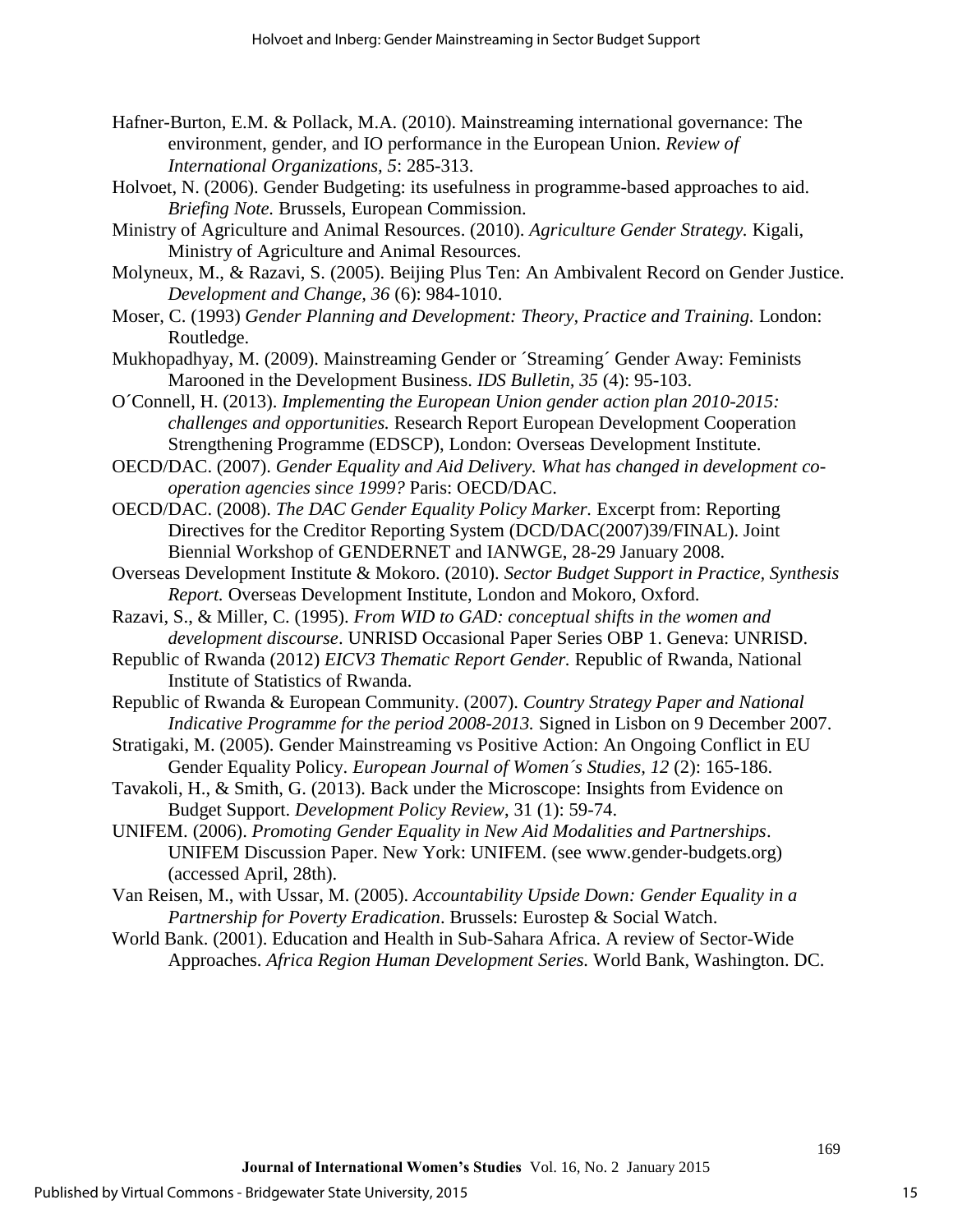Hafner-Burton, E.M. & Pollack, M.A. (2010). Mainstreaming international governance: The environment, gender, and IO performance in the European Union. *Review of International Organizations, 5*: 285-313.

Holvoet, N. (2006). Gender Budgeting: its usefulness in programme-based approaches to aid. *Briefing Note.* Brussels, European Commission.

Ministry of Agriculture and Animal Resources. (2010). *Agriculture Gender Strategy.* Kigali, Ministry of Agriculture and Animal Resources.

Molyneux, M., & Razavi, S. (2005). Beijing Plus Ten: An Ambivalent Record on Gender Justice. *Development and Change, 36* (6): 984-1010.

Moser, C. (1993) *Gender Planning and Development: Theory, Practice and Training.* London: Routledge.

Mukhopadhyay, M. (2009). Mainstreaming Gender or ´Streaming´ Gender Away: Feminists Marooned in the Development Business. *IDS Bulletin, 35* (4): 95-103.

O´Connell, H. (2013). *Implementing the European Union gender action plan 2010-2015: challenges and opportunities.* Research Report European Development Cooperation Strengthening Programme (EDSCP), London: Overseas Development Institute.

OECD/DAC. (2007). *Gender Equality and Aid Delivery. What has changed in development co-operation agencies since 1999?* Paris: OECD/DAC.

OECD/DAC. (2008). *The DAC Gender Equality Policy Marker.* Excerpt from: Reporting Directives for the Creditor Reporting System (DCD/DAC(2007)39/FINAL). Joint Biennial Workshop of GENDERNET and IANWGE, 28-29 January 2008.

Overseas Development Institute & Mokoro. (2010). *Sector Budget Support in Practice, Synthesis Report.* Overseas Development Institute, London and Mokoro, Oxford.

Razavi, S., & Miller, C. (1995). *From WID to GAD: conceptual shifts in the women and development discourse*. UNRISD Occasional Paper Series OBP 1. Geneva: UNRISD.

Republic of Rwanda (2012) *EICV3 Thematic Report Gender.* Republic of Rwanda, National Institute of Statistics of Rwanda.

Republic of Rwanda & European Community. (2007). *Country Strategy Paper and National Indicative Programme for the period 2008-2013.* Signed in Lisbon on 9 December 2007.

Stratigaki, M. (2005). Gender Mainstreaming vs Positive Action: An Ongoing Conflict in EU Gender Equality Policy. *European Journal of Women´s Studies, 12* (2): 165-186.

Tavakoli, H., & Smith, G. (2013). Back under the Microscope: Insights from Evidence on Budget Support. *Development Policy Review*, 31 (1): 59-74.

UNIFEM. (2006). *Promoting Gender Equality in New Aid Modalities and Partnerships*. UNIFEM Discussion Paper. New York: UNIFEM. (see www.gender-budgets.org) (accessed April, 28th).

Van Reisen, M., with Ussar, M. (2005). *Accountability Upside Down: Gender Equality in a Partnership for Poverty Eradication*. Brussels: Eurostep & Social Watch.

World Bank. (2001). Education and Health in Sub-Sahara Africa. A review of Sector-Wide Approaches. *Africa Region Human Development Series.* World Bank, Washington. DC.